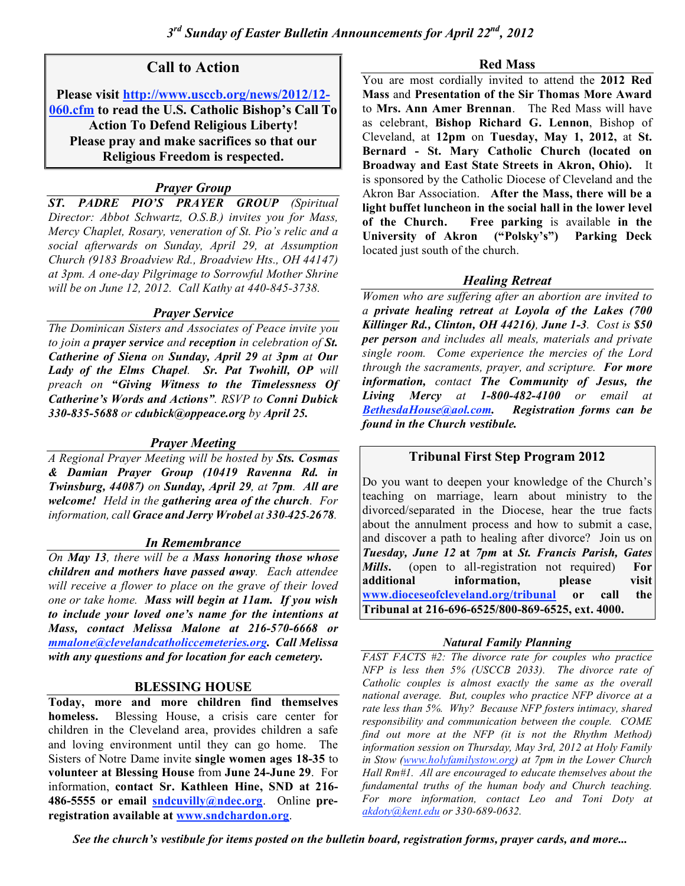# 3rd Sunday of Easter Bulletin Announcements for April 22nd, 2012

## Call to Action

**Please visit http://www.usccb.org/news/2012/12-060.cfm to read the U.S. Catholic Bishop's Call To Action To Defend Religious Liberty! Please pray and make sacrifices so that our Religious Freedom is respected.**

### *Prayer Group*

***ST. PADRE PIO'S PRAYER GROUP*** *(Spiritual Director: Abbot Schwartz, O.S.B.) invites you for Mass, Mercy Chaplet, Rosary, veneration of St. Pio's relic and a social afterwards on Sunday, April 29, at Assumption Church (9183 Broadview Rd., Broadview Hts., OH 44147) at 3pm. A one-day Pilgrimage to Sorrowful Mother Shrine will be on June 12, 2012. Call Kathy at 440-845-3738.*

### *Prayer Service*

*The Dominican Sisters and Associates of Peace invite you to join a **prayer service** and **reception** in celebration of **St. Catherine of Siena** on **Sunday, April 29** at **3pm** at **Our Lady of the Elms Chapel**. **Sr. Pat Twohill, OP** will preach on **"Giving Witness to the Timelessness Of Catherine's Words and Actions"**. RSVP to **Conni Dubick 330-835-5688** or **cdubick@oppeace.org** by **April 25.***

### *Prayer Meeting*

*A Regional Prayer Meeting will be hosted by **Sts. Cosmas & Damian Prayer Group (10419 Ravenna Rd. in Twinsburg, 44087)** on **Sunday, April 29**, at **7pm**. **All are welcome!** Held in the **gathering area of the church**. For information, call **Grace and Jerry Wrobel** at **330-425-2678**.*

### *In Remembrance*

*On **May 13**, there will be a **Mass honoring those whose children and mothers have passed away**. Each attendee will receive a flower to place on the grave of their loved one or take home. **Mass will begin at 11am. If you wish to include your loved one's name for the intentions at Mass, contact Melissa Malone at 216-570-6668 or mmalone@clevelandcatholiccemeteries.org. Call Melissa with any questions and for location for each cemetery.***

### BLESSING HOUSE

**Today, more and more children find themselves homeless.** Blessing House, a crisis care center for children in the Cleveland area, provides children a safe and loving environment until they can go home. The Sisters of Notre Dame invite **single women ages 18-35** to **volunteer at Blessing House** from **June 24-June 29**. For information, **contact Sr. Kathleen Hine, SND at 216-486-5555 or email sndcuvilly@ndec.org**. Online **pre-registration available at www.sndchardon.org**.

### Red Mass

You are most cordially invited to attend the **2012 Red Mass** and **Presentation of the Sir Thomas More Award** to **Mrs. Ann Amer Brennan**. The Red Mass will have as celebrant, **Bishop Richard G. Lennon**, Bishop of Cleveland, at **12pm** on **Tuesday, May 1, 2012,** at **St. Bernard - St. Mary Catholic Church (located on Broadway and East State Streets in Akron, Ohio).** It is sponsored by the Catholic Diocese of Cleveland and the Akron Bar Association. **After the Mass, there will be a light buffet luncheon in the social hall in the lower level of the Church. Free parking** is available **in the University of Akron ("Polsky's") Parking Deck** located just south of the church.

### *Healing Retreat*

*Women who are suffering after an abortion are invited to a **private healing retreat** at **Loyola of the Lakes (700 Killinger Rd., Clinton, OH 44216)**, **June 1-3**. Cost is **$50 per person** and includes all meals, materials and private single room. Come experience the mercies of the Lord through the sacraments, prayer, and scripture. **For more information,** contact **The Community of Jesus, the Living Mercy** at **1-800-482-4100** or email at **BethesdaHouse@aol.com**. **Registration forms can be found in the Church vestibule.***

### Tribunal First Step Program 2012

Do you want to deepen your knowledge of the Church's teaching on marriage, learn about ministry to the divorced/separated in the Diocese, hear the true facts about the annulment process and how to submit a case, and discover a path to healing after divorce? Join us on ***Tuesday, June 12*** **at** ***7pm*** **at** ***St. Francis Parish, Gates Mills.*** (open to all-registration not required) **For additional information, please visit www.dioceseofcleveland.org/tribunal or call the Tribunal at 216-696-6525/800-869-6525, ext. 4000.**

### *Natural Family Planning*

*FAST FACTS #2: The divorce rate for couples who practice NFP is less then 5% (USCCB 2033). The divorce rate of Catholic couples is almost exactly the same as the overall national average. But, couples who practice NFP divorce at a rate less than 5%. Why? Because NFP fosters intimacy, shared responsibility and communication between the couple. COME find out more at the NFP (it is not the Rhythm Method) information session on Thursday, May 3rd, 2012 at Holy Family in Stow (www.holyfamilystow.org) at 7pm in the Lower Church Hall Rm#1. All are encouraged to educate themselves about the fundamental truths of the human body and Church teaching. For more information, contact Leo and Toni Doty at akdoty@kent.edu or 330-689-0632.*

***See the church's vestibule for items posted on the bulletin board, registration forms, prayer cards, and more...***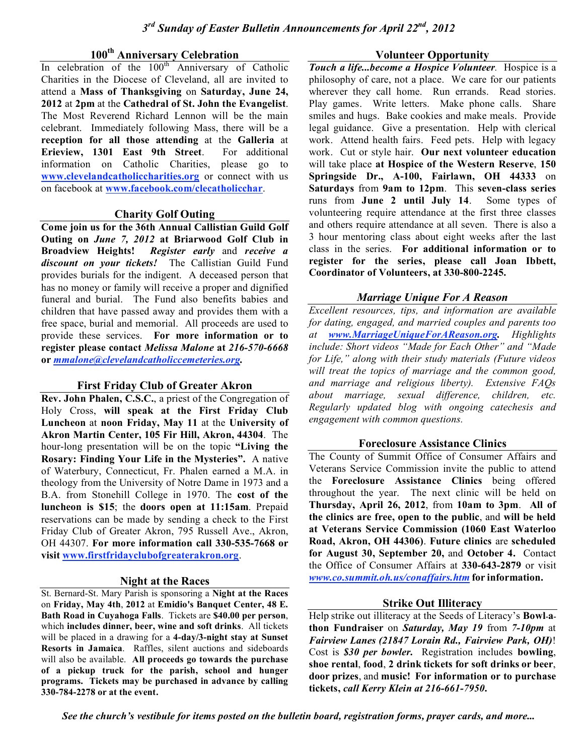# *3rd Sunday of Easter Bulletin Announcements for April 22nd, 2012*

## 100th Anniversary Celebration

In celebration of the 100th Anniversary of Catholic Charities in the Diocese of Cleveland, all are invited to attend a **Mass of Thanksgiving** on **Saturday, June 24, 2012** at **2pm** at the **Cathedral of St. John the Evangelist**. The Most Reverend Richard Lennon will be the main celebrant. Immediately following Mass, there will be a **reception for all those attending** at the **Galleria** at **Erieview, 1301 East 9th Street**. For additional information on Catholic Charities, please go to **www.clevelandcatholiccharities.org** or connect with us on facebook at **www.facebook.com/clecatholicchar**.

## Charity Golf Outing

**Come join us for the 36th Annual Callistian Guild Golf Outing on *June 7, 2012* at Briarwood Golf Club in Broadview Heights!** ***Register early*** and ***receive a discount on your tickets!*** The Callistian Guild Fund provides burials for the indigent. A deceased person that has no money or family will receive a proper and dignified funeral and burial. The Fund also benefits babies and children that have passed away and provides them with a free space, burial and memorial. All proceeds are used to provide these services. **For more information or to register please contact *Melissa Malone* at *216-570-6668* or *mmalone@clevelandcatholiccemeteries.org*.**

## First Friday Club of Greater Akron

**Rev. John Phalen, C.S.C.**, a priest of the Congregation of Holy Cross, **will speak at the First Friday Club Luncheon** at **noon Friday, May 11** at the **University of Akron Martin Center, 105 Fir Hill, Akron, 44304**. The hour-long presentation will be on the topic **"Living the Rosary: Finding Your Life in the Mysteries".** A native of Waterbury, Connecticut, Fr. Phalen earned a M.A. in theology from the University of Notre Dame in 1973 and a B.A. from Stonehill College in 1970. The **cost of the luncheon is $15**; the **doors open at 11:15am**. Prepaid reservations can be made by sending a check to the First Friday Club of Greater Akron, 795 Russell Ave., Akron, OH 44307. **For more information call 330-535-7668 or visit www.firstfridayclubofgreaterakron.org**.

## Night at the Races

St. Bernard-St. Mary Parish is sponsoring a **Night at the Races** on **Friday, May 4th**, **2012** at **Emidio's Banquet Center, 48 E. Bath Road in Cuyahoga Falls**. Tickets are **$40.00 per person**, which **includes dinner, beer, wine and soft drinks**. All tickets will be placed in a drawing for a **4-day/3-night stay at Sunset Resorts in Jamaica**. Raffles, silent auctions and sideboards will also be available. **All proceeds go towards the purchase of a pickup truck for the parish, school and hunger programs. Tickets may be purchased in advance by calling 330-784-2278 or at the event.**

## Volunteer Opportunity

***Touch a life...become a Hospice Volunteer****.* Hospice is a philosophy of care, not a place. We care for our patients wherever they call home. Run errands. Read stories. Play games. Write letters. Make phone calls. Share smiles and hugs. Bake cookies and make meals. Provide legal guidance. Give a presentation. Help with clerical work. Attend health fairs. Feed pets. Help with legacy work. Cut or style hair. **Our next volunteer education** will take place **at Hospice of the Western Reserve**, **150 Springside Dr., A-100, Fairlawn, OH 44333** on **Saturdays** from **9am to 12pm**. This **seven-class series** runs from **June 2 until July 14**. Some types of volunteering require attendance at the first three classes and others require attendance at all seven. There is also a 3 hour mentoring class about eight weeks after the last class in the series. **For additional information or to register for the series, please call Joan Ibbett, Coordinator of Volunteers, at 330-800-2245.**

## *Marriage Unique For A Reason*

*Excellent resources, tips, and information are available for dating, engaged, and married couples and parents too at* ***www.MarriageUniqueForAReason.org****. Highlights include: Short videos "Made for Each Other" and "Made for Life," along with their study materials (Future videos will treat the topics of marriage and the common good, and marriage and religious liberty). Extensive FAQs about marriage, sexual difference, children, etc. Regularly updated blog with ongoing catechesis and engagement with common questions.*

## Foreclosure Assistance Clinics

The County of Summit Office of Consumer Affairs and Veterans Service Commission invite the public to attend the **Foreclosure Assistance Clinics** being offered throughout the year. The next clinic will be held on **Thursday, April 26, 2012**, from **10am to 3pm**. **All of the clinics are free, open to the public**, and **will be held at Veterans Service Commission (1060 East Waterloo Road, Akron, OH 44306)**. **Future clinics** are **scheduled for August 30, September 20,** and **October 4.** Contact the Office of Consumer Affairs at **330-643-2879** or visit ***www.co.summit.oh.us/conaffairs.htm*** **for information.**

## Strike Out Illiteracy

Help strike out illiteracy at the Seeds of Literacy's **Bowl-a-thon Fundraiser** on ***Saturday, May 19*** from ***7-10pm*** at ***Fairview Lanes (21847 Lorain Rd., Fairview Park, OH)***! Cost is ***$30 per bowler.*** Registration includes **bowling**, **shoe rental**, **food**, **2 drink tickets for soft drinks or beer**, **door prizes**, and **music! For information or to purchase tickets,** ***call Kerry Klein at 216-661-7950.***

*See the church's vestibule for items posted on the bulletin board, registration forms, prayer cards, and more...*